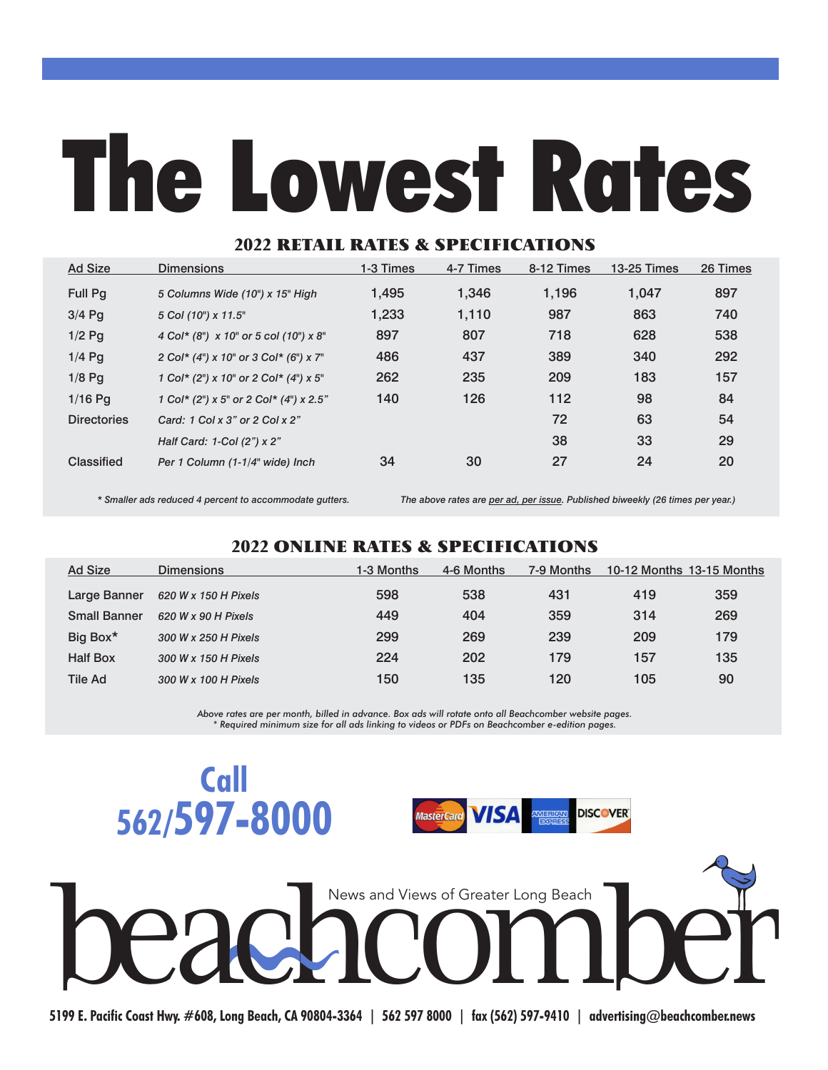# The Lowest Rates

## 2022 RETAIL RATES & SPECIFICATIONS

| Ad Size | Dimensions | 1-3 Times | 4-7 Times | 8-12 Times | 13-25 Times | 26 Times |
|---|---|---|---|---|---|---|
| Full Pg | *5 Columns Wide (10") x 15" High* | 1,495 | 1,346 | 1,196 | 1,047 | 897 |
| 3/4 Pg | *5 Col (10") x 11.5"* | 1,233 | 1,110 | 987 | 863 | 740 |
| 1/2 Pg | *4 Col* (8") x 10" or 5 col (10") x 8"* | 897 | 807 | 718 | 628 | 538 |
| 1/4 Pg | *2 Col* (4") x 10" or 3 Col* (6") x 7"* | 486 | 437 | 389 | 340 | 292 |
| 1/8 Pg | *1 Col* (2") x 10" or 2 Col* (4") x 5"* | 262 | 235 | 209 | 183 | 157 |
| 1/16 Pg | *1 Col* (2") x 5" or 2 Col* (4") x 2.5"* | 140 | 126 | 112 | 98 | 84 |
| Directories | *Card: 1 Col x 3" or 2 Col x 2"* | | | 72 | 63 | 54 |
| | *Half Card: 1-Col (2") x 2"* | | | 38 | 33 | 29 |
| Classified | *Per 1 Column (1-1/4" wide) Inch* | 34 | 30 | 27 | 24 | 20 |

*\* Smaller ads reduced 4 percent to accommodate gutters.*

*The above rates are per ad, per issue. Published biweekly (26 times per year.)*

## 2022 ONLINE RATES & SPECIFICATIONS

| Ad Size | Dimensions | 1-3 Months | 4-6 Months | 7-9 Months | 10-12 Months | 13-15 Months |
|---|---|---|---|---|---|---|
| Large Banner | *620 W x 150 H Pixels* | 598 | 538 | 431 | 419 | 359 |
| Small Banner | *620 W x 90 H Pixels* | 449 | 404 | 359 | 314 | 269 |
| Big Box* | *300 W x 250 H Pixels* | 299 | 269 | 239 | 209 | 179 |
| Half Box | *300 W x 150 H Pixels* | 224 | 202 | 179 | 157 | 135 |
| Tile Ad | *300 W x 100 H Pixels* | 150 | 135 | 120 | 105 | 90 |

*Above rates are per month, billed in advance. Box ads will rotate onto all Beachcomber website pages.*
*\* Required minimum size for all ads linking to videos or PDFs on Beachcomber e-edition pages.*

**Call 562/597-8000**

MasterCard VISA AMERICAN EXPRESS DISCOVER

**beachcomber** — News and Views of Greater Long Beach

5199 E. Pacific Coast Hwy. #608, Long Beach, CA 90804-3364 | 562 597 8000 | fax (562) 597-9410 | advertising@beachcomber.news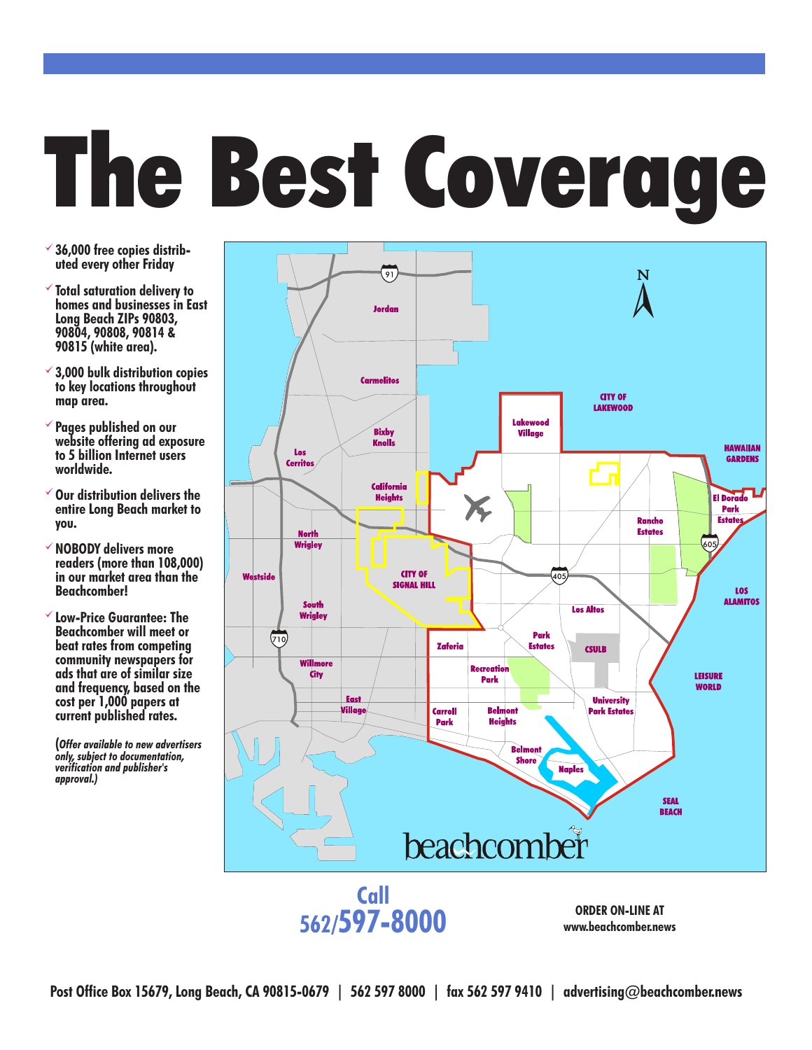# The Best Coverage

- 36,000 free copies distributed every other Friday
- Total saturation delivery to homes and businesses in East Long Beach ZIPs 90803, 90804, 90808, 90814 & 90815 (white area).
- 3,000 bulk distribution copies to key locations throughout map area.
- Pages published on our website offering ad exposure to 5 billion Internet users worldwide.
- Our distribution delivers the entire Long Beach market to you.
- NOBODY delivers more readers (more than 108,000) in our market area than the Beachcomber!
- Low-Price Guarantee: The Beachcomber will meet or beat rates from competing community newspapers for ads that are of similar size and frequency, based on the cost per 1,000 papers at current published rates.

(*Offer available to new advertisers only, subject to documentation, verification and publisher's approval.*)

N

91

Jordan

Carmelitos

CITY OF LAKEWOOD

Lakewood Village

Bixby Knolls

Los Cerritos

HAWAIIAN GARDENS

California Heights

El Dorado Park Estates

Rancho Estates

North Wrigley

605

405

Westside

CITY OF SIGNAL HILL

LOS ALAMITOS

South Wrigley

Los Altos

710

Park Estates

CSULB

Zaferia

Willmore City

Recreation Park

LEISURE WORLD

East Village

Carroll Park

Belmont Heights

University Park Estates

Belmont Shore

Naples

SEAL BEACH

beachcomber

**Call 562/597-8000**

**ORDER ON-LINE AT www.beachcomber.news**

Post Office Box 15679, Long Beach, CA 90815-0679 | 562 597 8000 | fax 562 597 9410 | advertising@beachcomber.news